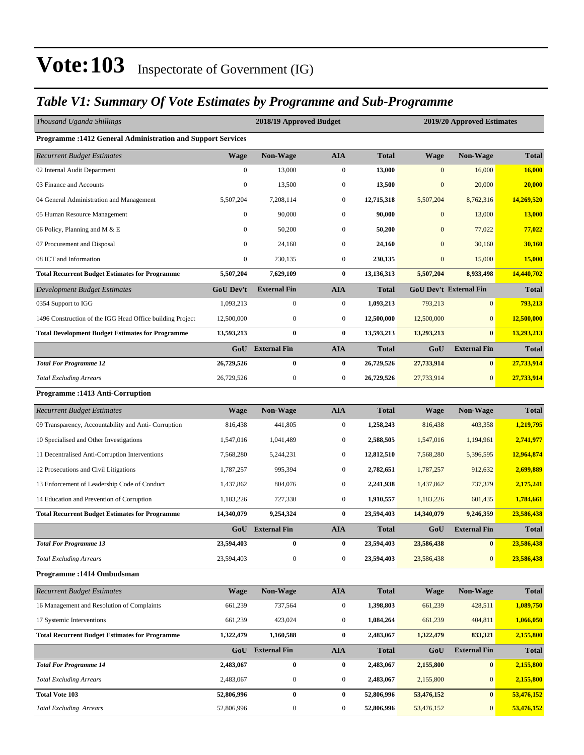# Vote:103 Inspectorate of Government (IG)

## *Table V1: Summary Of Vote Estimates by Programme and Sub-Programme*

| *Thousand Uganda Shillings* | 2018/19 Approved Budget | | | | 2019/20 Approved Estimates | | |
|---|---|---|---|---|---|---|---|
| **Programme :1412 General Administration and Support Services** | | | | | | | |
| *Recurrent Budget Estimates* | **Wage** | **Non-Wage** | **AIA** | **Total** | **Wage** | **Non-Wage** | **Total** |
| 02 Internal Audit Department | 0 | 13,000 | 0 | **13,000** | 0 | 16,000 | **16,000** |
| 03 Finance and Accounts | 0 | 13,500 | 0 | **13,500** | 0 | 20,000 | **20,000** |
| 04 General Administration and Management | 5,507,204 | 7,208,114 | 0 | **12,715,318** | 5,507,204 | 8,762,316 | **14,269,520** |
| 05 Human Resource Management | 0 | 90,000 | 0 | **90,000** | 0 | 13,000 | **13,000** |
| 06 Policy, Planning and M & E | 0 | 50,200 | 0 | **50,200** | 0 | 77,022 | **77,022** |
| 07 Procurement and Disposal | 0 | 24,160 | 0 | **24,160** | 0 | 30,160 | **30,160** |
| 08 ICT and Information | 0 | 230,135 | 0 | **230,135** | 0 | 15,000 | **15,000** |
| **Total Recurrent Budget Estimates for Programme** | **5,507,204** | **7,629,109** | **0** | **13,136,313** | **5,507,204** | **8,933,498** | **14,440,702** |
| *Development Budget Estimates* | **GoU Dev't** | **External Fin** | **AIA** | **Total** | **GoU Dev't** | **External Fin** | **Total** |
| 0354 Support to IGG | 1,093,213 | 0 | 0 | **1,093,213** | 793,213 | 0 | **793,213** |
| 1496 Construction of the IGG Head Office building Project | 12,500,000 | 0 | 0 | **12,500,000** | 12,500,000 | 0 | **12,500,000** |
| **Total Development Budget Estimates for Programme** | **13,593,213** | **0** | **0** | **13,593,213** | **13,293,213** | **0** | **13,293,213** |
| | **GoU** | **External Fin** | **AIA** | **Total** | **GoU** | **External Fin** | **Total** |
| ***Total For Programme 12*** | **26,729,526** | **0** | **0** | **26,729,526** | **27,733,914** | **0** | **27,733,914** |
| *Total Excluding Arrears* | 26,729,526 | 0 | 0 | **26,729,526** | 27,733,914 | 0 | **27,733,914** |
| **Programme :1413 Anti-Corruption** | | | | | | | |
| *Recurrent Budget Estimates* | **Wage** | **Non-Wage** | **AIA** | **Total** | **Wage** | **Non-Wage** | **Total** |
| 09 Transparency, Accountability and Anti- Corruption | 816,438 | 441,805 | 0 | **1,258,243** | 816,438 | 403,358 | **1,219,795** |
| 10 Specialised and Other Investigations | 1,547,016 | 1,041,489 | 0 | **2,588,505** | 1,547,016 | 1,194,961 | **2,741,977** |
| 11 Decentralised Anti-Corruption Interventions | 7,568,280 | 5,244,231 | 0 | **12,812,510** | 7,568,280 | 5,396,595 | **12,964,874** |
| 12 Prosecutions and Civil Litigations | 1,787,257 | 995,394 | 0 | **2,782,651** | 1,787,257 | 912,632 | **2,699,889** |
| 13 Enforcement of Leadership Code of Conduct | 1,437,862 | 804,076 | 0 | **2,241,938** | 1,437,862 | 737,379 | **2,175,241** |
| 14 Education and Prevention of Corruption | 1,183,226 | 727,330 | 0 | **1,910,557** | 1,183,226 | 601,435 | **1,784,661** |
| **Total Recurrent Budget Estimates for Programme** | **14,340,079** | **9,254,324** | **0** | **23,594,403** | **14,340,079** | **9,246,359** | **23,586,438** |
| | **GoU** | **External Fin** | **AIA** | **Total** | **GoU** | **External Fin** | **Total** |
| ***Total For Programme 13*** | **23,594,403** | **0** | **0** | **23,594,403** | **23,586,438** | **0** | **23,586,438** |
| *Total Excluding Arrears* | 23,594,403 | 0 | 0 | **23,594,403** | 23,586,438 | 0 | **23,586,438** |
| **Programme :1414 Ombudsman** | | | | | | | |
| *Recurrent Budget Estimates* | **Wage** | **Non-Wage** | **AIA** | **Total** | **Wage** | **Non-Wage** | **Total** |
| 16 Management and Resolution of Complaints | 661,239 | 737,564 | 0 | **1,398,803** | 661,239 | 428,511 | **1,089,750** |
| 17 Systemic Interventions | 661,239 | 423,024 | 0 | **1,084,264** | 661,239 | 404,811 | **1,066,050** |
| **Total Recurrent Budget Estimates for Programme** | **1,322,479** | **1,160,588** | **0** | **2,483,067** | **1,322,479** | **833,321** | **2,155,800** |
| | **GoU** | **External Fin** | **AIA** | **Total** | **GoU** | **External Fin** | **Total** |
| ***Total For Programme 14*** | **2,483,067** | **0** | **0** | **2,483,067** | **2,155,800** | **0** | **2,155,800** |
| *Total Excluding Arrears* | 2,483,067 | 0 | 0 | **2,483,067** | 2,155,800 | 0 | **2,155,800** |
| **Total Vote 103** | **52,806,996** | **0** | **0** | **52,806,996** | **53,476,152** | **0** | **53,476,152** |
| *Total Excluding Arrears* | 52,806,996 | 0 | 0 | **52,806,996** | 53,476,152 | 0 | **53,476,152** |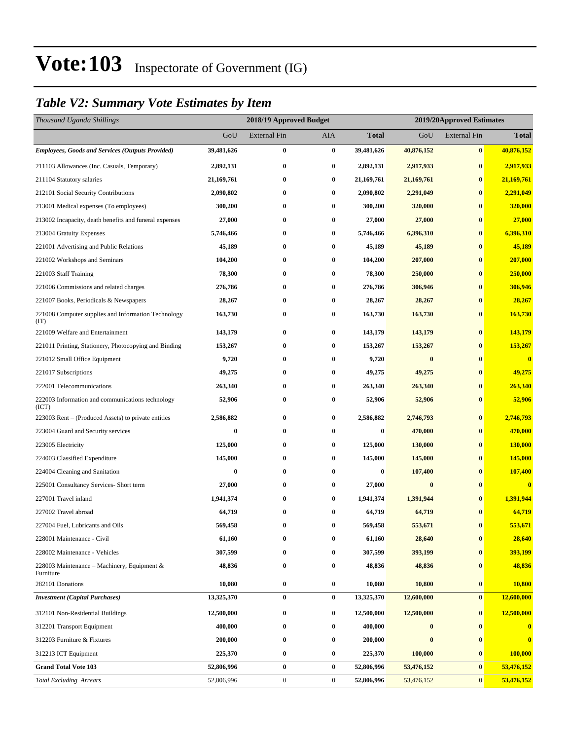# Vote:103 Inspectorate of Government (IG)

## *Table V2: Summary Vote Estimates by Item*

| *Thousand Uganda Shillings* | 2018/19 Approved Budget | | | | 2019/20Approved Estimates | | |
|---|---|---|---|---|---|---|---|
| | GoU | External Fin | AIA | **Total** | GoU | External Fin | **Total** |
| ***Employees, Goods and Services (Outputs Provided)*** | **39,481,626** | **0** | **0** | **39,481,626** | **40,876,152** | **0** | **40,876,152** |
| 211103 Allowances (Inc. Casuals, Temporary) | **2,892,131** | **0** | **0** | **2,892,131** | **2,917,933** | **0** | **2,917,933** |
| 211104 Statutory salaries | **21,169,761** | **0** | **0** | **21,169,761** | **21,169,761** | **0** | **21,169,761** |
| 212101 Social Security Contributions | **2,090,802** | **0** | **0** | **2,090,802** | **2,291,049** | **0** | **2,291,049** |
| 213001 Medical expenses (To employees) | **300,200** | **0** | **0** | **300,200** | **320,000** | **0** | **320,000** |
| 213002 Incapacity, death benefits and funeral expenses | **27,000** | **0** | **0** | **27,000** | **27,000** | **0** | **27,000** |
| 213004 Gratuity Expenses | **5,746,466** | **0** | **0** | **5,746,466** | **6,396,310** | **0** | **6,396,310** |
| 221001 Advertising and Public Relations | **45,189** | **0** | **0** | **45,189** | **45,189** | **0** | **45,189** |
| 221002 Workshops and Seminars | **104,200** | **0** | **0** | **104,200** | **207,000** | **0** | **207,000** |
| 221003 Staff Training | **78,300** | **0** | **0** | **78,300** | **250,000** | **0** | **250,000** |
| 221006 Commissions and related charges | **276,786** | **0** | **0** | **276,786** | **306,946** | **0** | **306,946** |
| 221007 Books, Periodicals & Newspapers | **28,267** | **0** | **0** | **28,267** | **28,267** | **0** | **28,267** |
| 221008 Computer supplies and Information Technology (IT) | **163,730** | **0** | **0** | **163,730** | **163,730** | **0** | **163,730** |
| 221009 Welfare and Entertainment | **143,179** | **0** | **0** | **143,179** | **143,179** | **0** | **143,179** |
| 221011 Printing, Stationery, Photocopying and Binding | **153,267** | **0** | **0** | **153,267** | **153,267** | **0** | **153,267** |
| 221012 Small Office Equipment | **9,720** | **0** | **0** | **9,720** | **0** | **0** | **0** |
| 221017 Subscriptions | **49,275** | **0** | **0** | **49,275** | **49,275** | **0** | **49,275** |
| 222001 Telecommunications | **263,340** | **0** | **0** | **263,340** | **263,340** | **0** | **263,340** |
| 222003 Information and communications technology (ICT) | **52,906** | **0** | **0** | **52,906** | **52,906** | **0** | **52,906** |
| 223003 Rent – (Produced Assets) to private entities | **2,586,882** | **0** | **0** | **2,586,882** | **2,746,793** | **0** | **2,746,793** |
| 223004 Guard and Security services | **0** | **0** | **0** | **0** | **470,000** | **0** | **470,000** |
| 223005 Electricity | **125,000** | **0** | **0** | **125,000** | **130,000** | **0** | **130,000** |
| 224003 Classified Expenditure | **145,000** | **0** | **0** | **145,000** | **145,000** | **0** | **145,000** |
| 224004 Cleaning and Sanitation | **0** | **0** | **0** | **0** | **107,400** | **0** | **107,400** |
| 225001 Consultancy Services- Short term | **27,000** | **0** | **0** | **27,000** | **0** | **0** | **0** |
| 227001 Travel inland | **1,941,374** | **0** | **0** | **1,941,374** | **1,391,944** | **0** | **1,391,944** |
| 227002 Travel abroad | **64,719** | **0** | **0** | **64,719** | **64,719** | **0** | **64,719** |
| 227004 Fuel, Lubricants and Oils | **569,458** | **0** | **0** | **569,458** | **553,671** | **0** | **553,671** |
| 228001 Maintenance - Civil | **61,160** | **0** | **0** | **61,160** | **28,640** | **0** | **28,640** |
| 228002 Maintenance - Vehicles | **307,599** | **0** | **0** | **307,599** | **393,199** | **0** | **393,199** |
| 228003 Maintenance – Machinery, Equipment & Furniture | **48,836** | **0** | **0** | **48,836** | **48,836** | **0** | **48,836** |
| 282101 Donations | **10,080** | **0** | **0** | **10,080** | **10,800** | **0** | **10,800** |
| ***Investment (Capital Purchases)*** | **13,325,370** | **0** | **0** | **13,325,370** | **12,600,000** | **0** | **12,600,000** |
| 312101 Non-Residential Buildings | **12,500,000** | **0** | **0** | **12,500,000** | **12,500,000** | **0** | **12,500,000** |
| 312201 Transport Equipment | **400,000** | **0** | **0** | **400,000** | **0** | **0** | **0** |
| 312203 Furniture & Fixtures | **200,000** | **0** | **0** | **200,000** | **0** | **0** | **0** |
| 312213 ICT Equipment | **225,370** | **0** | **0** | **225,370** | **100,000** | **0** | **100,000** |
| **Grand Total Vote 103** | **52,806,996** | **0** | **0** | **52,806,996** | **53,476,152** | **0** | **53,476,152** |
| *Total Excluding Arrears* | 52,806,996 | 0 | 0 | **52,806,996** | 53,476,152 | 0 | **53,476,152** |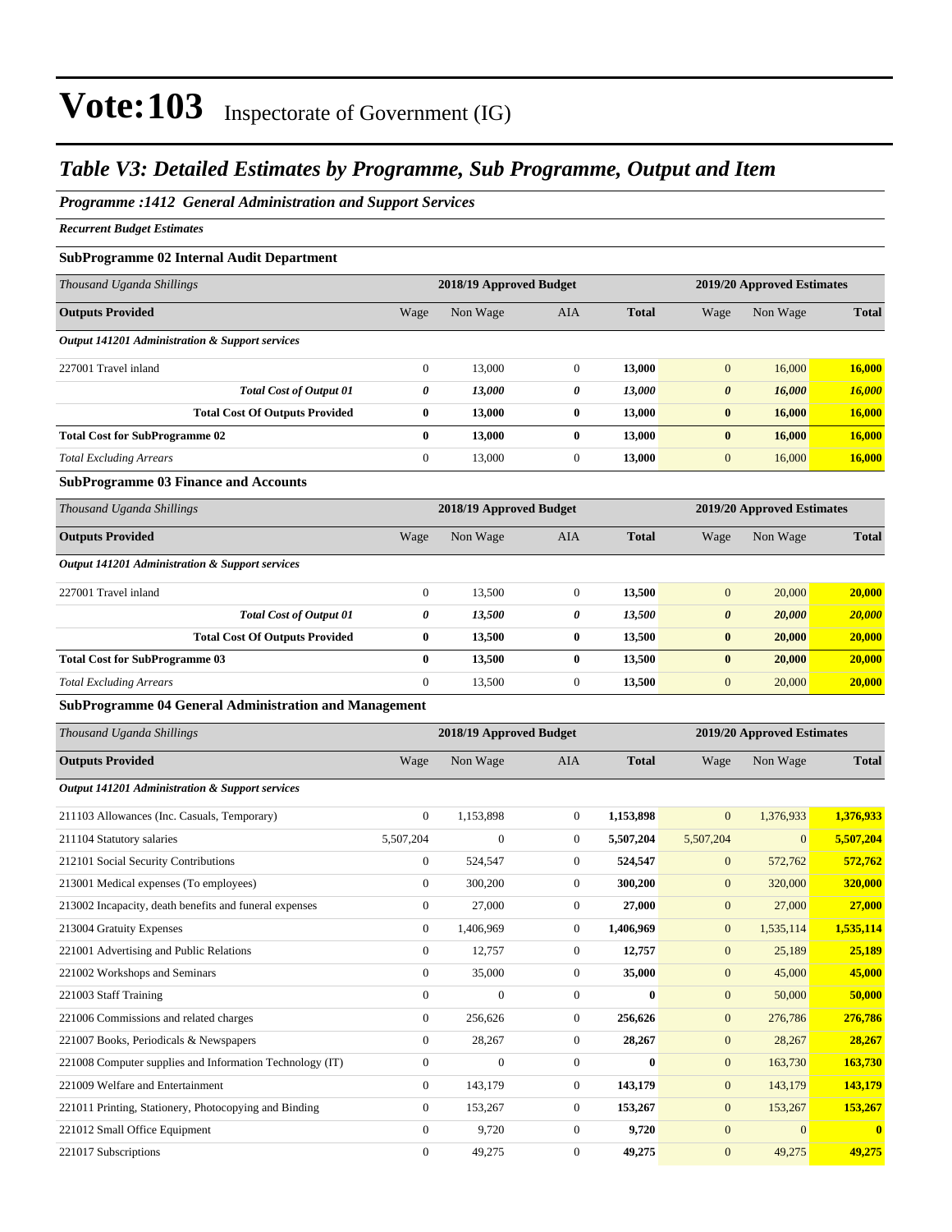# Vote:103 Inspectorate of Government (IG)

## *Table V3: Detailed Estimates by Programme, Sub Programme, Output and Item*

### *Programme :1412 General Administration and Support Services*

*Recurrent Budget Estimates*

### SubProgramme 02 Internal Audit Department

| *Thousand Uganda Shillings* | 2018/19 Approved Budget | | | | 2019/20 Approved Estimates | | |
|---|---|---|---|---|---|---|---|
| **Outputs Provided** | Wage | Non Wage | AIA | **Total** | Wage | Non Wage | **Total** |
| ***Output 141201 Administration & Support services*** | | | | | | | |
| 227001 Travel inland | 0 | 13,000 | 0 | **13,000** | 0 | 16,000 | **16,000** |
| ***Total Cost of Output 01*** | ***0*** | ***13,000*** | ***0*** | ***13,000*** | ***0*** | ***16,000*** | ***16,000*** |
| **Total Cost Of Outputs Provided** | **0** | **13,000** | **0** | **13,000** | **0** | **16,000** | **16,000** |
| **Total Cost for SubProgramme 02** | **0** | **13,000** | **0** | **13,000** | **0** | **16,000** | **16,000** |
| *Total Excluding Arrears* | 0 | 13,000 | 0 | **13,000** | 0 | 16,000 | **16,000** |

### SubProgramme 03 Finance and Accounts

| *Thousand Uganda Shillings* | 2018/19 Approved Budget | | | | 2019/20 Approved Estimates | | |
|---|---|---|---|---|---|---|---|
| **Outputs Provided** | Wage | Non Wage | AIA | **Total** | Wage | Non Wage | **Total** |
| ***Output 141201 Administration & Support services*** | | | | | | | |
| 227001 Travel inland | 0 | 13,500 | 0 | **13,500** | 0 | 20,000 | **20,000** |
| ***Total Cost of Output 01*** | ***0*** | ***13,500*** | ***0*** | ***13,500*** | ***0*** | ***20,000*** | ***20,000*** |
| **Total Cost Of Outputs Provided** | **0** | **13,500** | **0** | **13,500** | **0** | **20,000** | **20,000** |
| **Total Cost for SubProgramme 03** | **0** | **13,500** | **0** | **13,500** | **0** | **20,000** | **20,000** |
| *Total Excluding Arrears* | 0 | 13,500 | 0 | **13,500** | 0 | 20,000 | **20,000** |

### SubProgramme 04 General Administration and Management

| *Thousand Uganda Shillings* | 2018/19 Approved Budget | | | | 2019/20 Approved Estimates | | |
|---|---|---|---|---|---|---|---|
| **Outputs Provided** | Wage | Non Wage | AIA | **Total** | Wage | Non Wage | **Total** |
| ***Output 141201 Administration & Support services*** | | | | | | | |
| 211103 Allowances (Inc. Casuals, Temporary) | 0 | 1,153,898 | 0 | **1,153,898** | 0 | 1,376,933 | **1,376,933** |
| 211104 Statutory salaries | 5,507,204 | 0 | 0 | **5,507,204** | 5,507,204 | 0 | **5,507,204** |
| 212101 Social Security Contributions | 0 | 524,547 | 0 | **524,547** | 0 | 572,762 | **572,762** |
| 213001 Medical expenses (To employees) | 0 | 300,200 | 0 | **300,200** | 0 | 320,000 | **320,000** |
| 213002 Incapacity, death benefits and funeral expenses | 0 | 27,000 | 0 | **27,000** | 0 | 27,000 | **27,000** |
| 213004 Gratuity Expenses | 0 | 1,406,969 | 0 | **1,406,969** | 0 | 1,535,114 | **1,535,114** |
| 221001 Advertising and Public Relations | 0 | 12,757 | 0 | **12,757** | 0 | 25,189 | **25,189** |
| 221002 Workshops and Seminars | 0 | 35,000 | 0 | **35,000** | 0 | 45,000 | **45,000** |
| 221003 Staff Training | 0 | 0 | 0 | **0** | 0 | 50,000 | **50,000** |
| 221006 Commissions and related charges | 0 | 256,626 | 0 | **256,626** | 0 | 276,786 | **276,786** |
| 221007 Books, Periodicals & Newspapers | 0 | 28,267 | 0 | **28,267** | 0 | 28,267 | **28,267** |
| 221008 Computer supplies and Information Technology (IT) | 0 | 0 | 0 | **0** | 0 | 163,730 | **163,730** |
| 221009 Welfare and Entertainment | 0 | 143,179 | 0 | **143,179** | 0 | 143,179 | **143,179** |
| 221011 Printing, Stationery, Photocopying and Binding | 0 | 153,267 | 0 | **153,267** | 0 | 153,267 | **153,267** |
| 221012 Small Office Equipment | 0 | 9,720 | 0 | **9,720** | 0 | 0 | **0** |
| 221017 Subscriptions | 0 | 49,275 | 0 | **49,275** | 0 | 49,275 | **49,275** |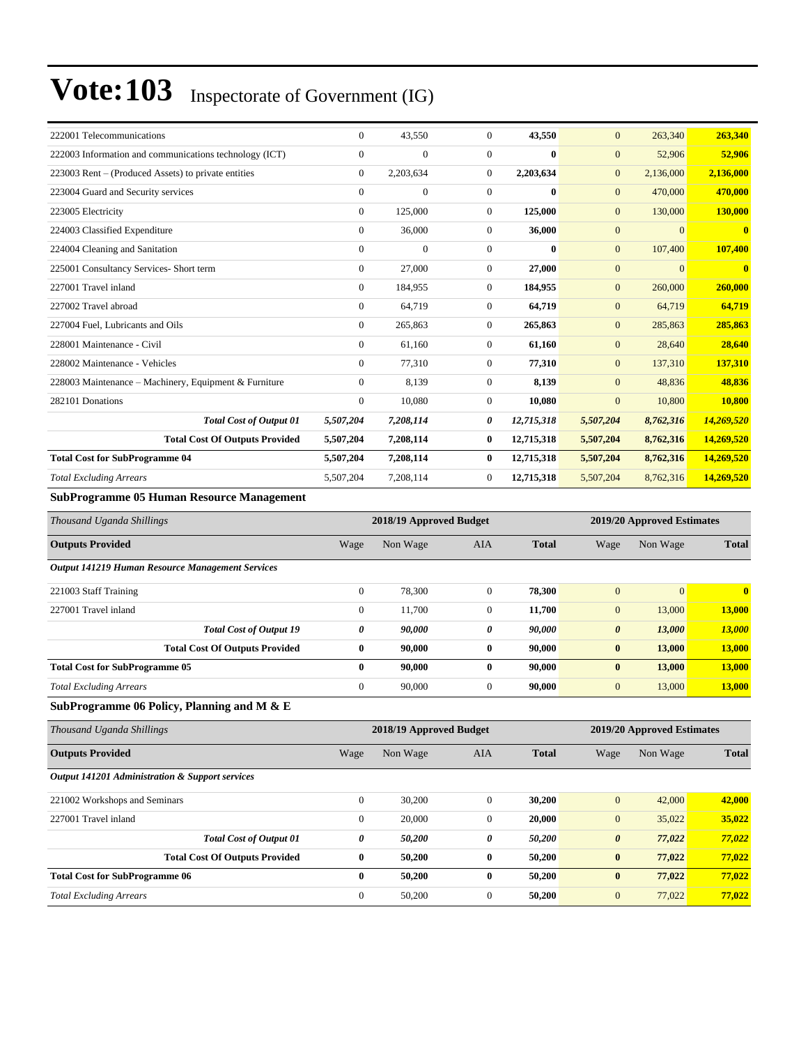# Vote:103 Inspectorate of Government (IG)

| | | | | | | | |
|---|---|---|---|---|---|---|---|
| 222001 Telecommunications | 0 | 43,550 | 0 | **43,550** | 0 | 263,340 | **263,340** |
| 222003 Information and communications technology (ICT) | 0 | 0 | 0 | **0** | 0 | 52,906 | **52,906** |
| 223003 Rent – (Produced Assets) to private entities | 0 | 2,203,634 | 0 | **2,203,634** | 0 | 2,136,000 | **2,136,000** |
| 223004 Guard and Security services | 0 | 0 | 0 | **0** | 0 | 470,000 | **470,000** |
| 223005 Electricity | 0 | 125,000 | 0 | **125,000** | 0 | 130,000 | **130,000** |
| 224003 Classified Expenditure | 0 | 36,000 | 0 | **36,000** | 0 | 0 | **0** |
| 224004 Cleaning and Sanitation | 0 | 0 | 0 | **0** | 0 | 107,400 | **107,400** |
| 225001 Consultancy Services- Short term | 0 | 27,000 | 0 | **27,000** | 0 | 0 | **0** |
| 227001 Travel inland | 0 | 184,955 | 0 | **184,955** | 0 | 260,000 | **260,000** |
| 227002 Travel abroad | 0 | 64,719 | 0 | **64,719** | 0 | 64,719 | **64,719** |
| 227004 Fuel, Lubricants and Oils | 0 | 265,863 | 0 | **265,863** | 0 | 285,863 | **285,863** |
| 228001 Maintenance - Civil | 0 | 61,160 | 0 | **61,160** | 0 | 28,640 | **28,640** |
| 228002 Maintenance - Vehicles | 0 | 77,310 | 0 | **77,310** | 0 | 137,310 | **137,310** |
| 228003 Maintenance – Machinery, Equipment & Furniture | 0 | 8,139 | 0 | **8,139** | 0 | 48,836 | **48,836** |
| 282101 Donations | 0 | 10,080 | 0 | **10,080** | 0 | 10,800 | **10,800** |
| ***Total Cost of Output 01*** | ***5,507,204*** | ***7,208,114*** | ***0*** | ***12,715,318*** | ***5,507,204*** | ***8,762,316*** | ***14,269,520*** |
| **Total Cost Of Outputs Provided** | **5,507,204** | **7,208,114** | **0** | **12,715,318** | **5,507,204** | **8,762,316** | **14,269,520** |
| **Total Cost for SubProgramme 04** | **5,507,204** | **7,208,114** | **0** | **12,715,318** | **5,507,204** | **8,762,316** | **14,269,520** |
| *Total Excluding Arrears* | 5,507,204 | 7,208,114 | 0 | **12,715,318** | 5,507,204 | 8,762,316 | **14,269,520** |

### SubProgramme 05 Human Resource Management

| *Thousand Uganda Shillings* | 2018/19 Approved Budget | | | | 2019/20 Approved Estimates | | |
|---|---|---|---|---|---|---|---|
| **Outputs Provided** | Wage | Non Wage | AIA | **Total** | Wage | Non Wage | **Total** |
| ***Output 141219 Human Resource Management Services*** | | | | | | | |
| 221003 Staff Training | 0 | 78,300 | 0 | **78,300** | 0 | 0 | **0** |
| 227001 Travel inland | 0 | 11,700 | 0 | **11,700** | 0 | 13,000 | **13,000** |
| ***Total Cost of Output 19*** | ***0*** | ***90,000*** | ***0*** | ***90,000*** | ***0*** | ***13,000*** | ***13,000*** |
| **Total Cost Of Outputs Provided** | **0** | **90,000** | **0** | **90,000** | **0** | **13,000** | **13,000** |
| **Total Cost for SubProgramme 05** | **0** | **90,000** | **0** | **90,000** | **0** | **13,000** | **13,000** |
| *Total Excluding Arrears* | 0 | 90,000 | 0 | **90,000** | 0 | 13,000 | **13,000** |

### SubProgramme 06 Policy, Planning and M & E

| *Thousand Uganda Shillings* | 2018/19 Approved Budget | | | | 2019/20 Approved Estimates | | |
|---|---|---|---|---|---|---|---|
| **Outputs Provided** | Wage | Non Wage | AIA | **Total** | Wage | Non Wage | **Total** |
| ***Output 141201 Administration & Support services*** | | | | | | | |
| 221002 Workshops and Seminars | 0 | 30,200 | 0 | **30,200** | 0 | 42,000 | **42,000** |
| 227001 Travel inland | 0 | 20,000 | 0 | **20,000** | 0 | 35,022 | **35,022** |
| ***Total Cost of Output 01*** | ***0*** | ***50,200*** | ***0*** | ***50,200*** | ***0*** | ***77,022*** | ***77,022*** |
| **Total Cost Of Outputs Provided** | **0** | **50,200** | **0** | **50,200** | **0** | **77,022** | **77,022** |
| **Total Cost for SubProgramme 06** | **0** | **50,200** | **0** | **50,200** | **0** | **77,022** | **77,022** |
| *Total Excluding Arrears* | 0 | 50,200 | 0 | **50,200** | 0 | 77,022 | **77,022** |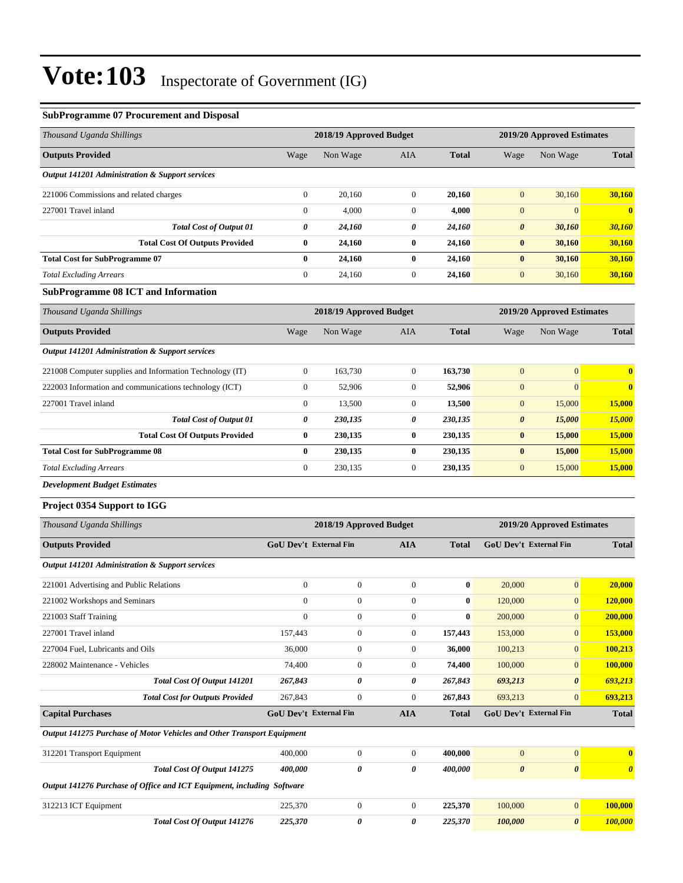# Vote:103 Inspectorate of Government (IG)

### SubProgramme 07 Procurement and Disposal

| *Thousand Uganda Shillings* | 2018/19 Approved Budget | | | | 2019/20 Approved Estimates | | |
|---|---|---|---|---|---|---|---|
| **Outputs Provided** | Wage | Non Wage | AIA | **Total** | Wage | Non Wage | **Total** |
| ***Output 141201 Administration & Support services*** | | | | | | | |
| 221006 Commissions and related charges | 0 | 20,160 | 0 | **20,160** | 0 | 30,160 | **30,160** |
| 227001 Travel inland | 0 | 4,000 | 0 | **4,000** | 0 | 0 | **0** |
| ***Total Cost of Output 01*** | ***0*** | ***24,160*** | ***0*** | ***24,160*** | ***0*** | ***30,160*** | ***30,160*** |
| **Total Cost Of Outputs Provided** | **0** | **24,160** | **0** | **24,160** | **0** | **30,160** | **30,160** |
| **Total Cost for SubProgramme 07** | **0** | **24,160** | **0** | **24,160** | **0** | **30,160** | **30,160** |
| *Total Excluding Arrears* | 0 | 24,160 | 0 | **24,160** | 0 | 30,160 | **30,160** |

### SubProgramme 08 ICT and Information

| *Thousand Uganda Shillings* | 2018/19 Approved Budget | | | | 2019/20 Approved Estimates | | |
|---|---|---|---|---|---|---|---|
| **Outputs Provided** | Wage | Non Wage | AIA | **Total** | Wage | Non Wage | **Total** |
| ***Output 141201 Administration & Support services*** | | | | | | | |
| 221008 Computer supplies and Information Technology (IT) | 0 | 163,730 | 0 | **163,730** | 0 | 0 | **0** |
| 222003 Information and communications technology (ICT) | 0 | 52,906 | 0 | **52,906** | 0 | 0 | **0** |
| 227001 Travel inland | 0 | 13,500 | 0 | **13,500** | 0 | 15,000 | **15,000** |
| ***Total Cost of Output 01*** | ***0*** | ***230,135*** | ***0*** | ***230,135*** | ***0*** | ***15,000*** | ***15,000*** |
| **Total Cost Of Outputs Provided** | **0** | **230,135** | **0** | **230,135** | **0** | **15,000** | **15,000** |
| **Total Cost for SubProgramme 08** | **0** | **230,135** | **0** | **230,135** | **0** | **15,000** | **15,000** |
| *Total Excluding Arrears* | 0 | 230,135 | 0 | **230,135** | 0 | 15,000 | **15,000** |

***Development Budget Estimates***

### Project 0354 Support to IGG

| *Thousand Uganda Shillings* | 2018/19 Approved Budget | | | | 2019/20 Approved Estimates | | |
|---|---|---|---|---|---|---|---|
| **Outputs Provided** | **GoU Dev't** | **External Fin** | **AIA** | **Total** | **GoU Dev't** | **External Fin** | **Total** |
| ***Output 141201 Administration & Support services*** | | | | | | | |
| 221001 Advertising and Public Relations | 0 | 0 | 0 | **0** | 20,000 | 0 | **20,000** |
| 221002 Workshops and Seminars | 0 | 0 | 0 | **0** | 120,000 | 0 | **120,000** |
| 221003 Staff Training | 0 | 0 | 0 | **0** | 200,000 | 0 | **200,000** |
| 227001 Travel inland | 157,443 | 0 | 0 | **157,443** | 153,000 | 0 | **153,000** |
| 227004 Fuel, Lubricants and Oils | 36,000 | 0 | 0 | **36,000** | 100,213 | 0 | **100,213** |
| 228002 Maintenance - Vehicles | 74,400 | 0 | 0 | **74,400** | 100,000 | 0 | **100,000** |
| ***Total Cost Of Output 141201*** | ***267,843*** | ***0*** | ***0*** | ***267,843*** | ***693,213*** | ***0*** | ***693,213*** |
| ***Total Cost for Outputs Provided*** | 267,843 | 0 | 0 | **267,843** | 693,213 | 0 | **693,213** |
| **Capital Purchases** | **GoU Dev't** | **External Fin** | **AIA** | **Total** | **GoU Dev't** | **External Fin** | **Total** |
| ***Output 141275 Purchase of Motor Vehicles and Other Transport Equipment*** | | | | | | | |
| 312201 Transport Equipment | 400,000 | 0 | 0 | **400,000** | 0 | 0 | **0** |
| ***Total Cost Of Output 141275*** | ***400,000*** | ***0*** | ***0*** | ***400,000*** | ***0*** | ***0*** | ***0*** |
| ***Output 141276 Purchase of Office and ICT Equipment, including Software*** | | | | | | | |
| 312213 ICT Equipment | 225,370 | 0 | 0 | **225,370** | 100,000 | 0 | **100,000** |
| ***Total Cost Of Output 141276*** | ***225,370*** | ***0*** | ***0*** | ***225,370*** | ***100,000*** | ***0*** | ***100,000*** |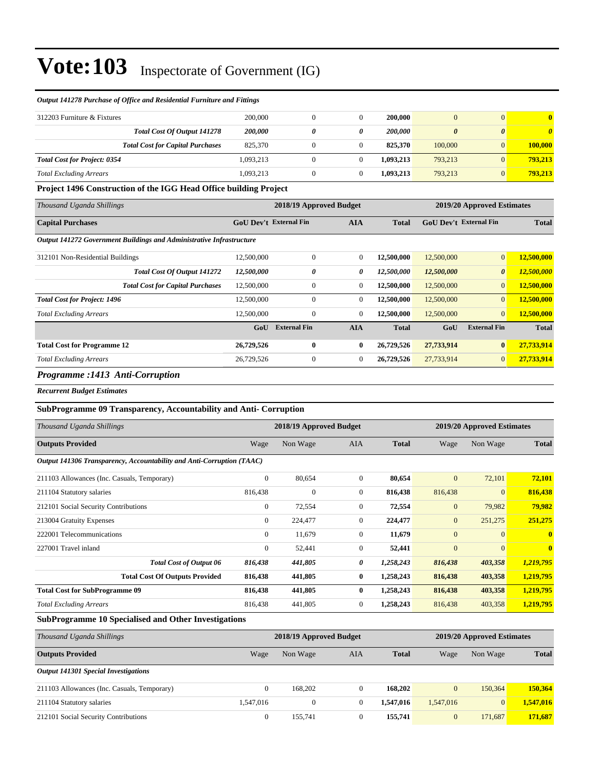# Vote:103 Inspectorate of Government (IG)

*Output 141278 Purchase of Office and Residential Furniture and Fittings*

| | | | | | | | |
|---|---|---|---|---|---|---|---|
| 312203 Furniture & Fixtures | 200,000 | 0 | 0 | **200,000** | 0 | 0 | **0** |
| ***Total Cost Of Output 141278*** | ***200,000*** | ***0*** | ***0*** | ***200,000*** | ***0*** | ***0*** | ***0*** |
| ***Total Cost for Capital Purchases*** | 825,370 | 0 | 0 | **825,370** | 100,000 | 0 | **100,000** |
| ***Total Cost for Project: 0354*** | 1,093,213 | 0 | 0 | **1,093,213** | 793,213 | 0 | **793,213** |
| *Total Excluding Arrears* | 1,093,213 | 0 | 0 | **1,093,213** | 793,213 | 0 | **793,213** |

**Project 1496 Construction of the IGG Head Office building Project**

| *Thousand Uganda Shillings* | 2018/19 Approved Budget | | | | 2019/20 Approved Estimates | | |
|---|---|---|---|---|---|---|---|
| **Capital Purchases** | **GoU Dev't** | **External Fin** | **AIA** | **Total** | **GoU Dev't** | **External Fin** | **Total** |
| ***Output 141272 Government Buildings and Administrative Infrastructure*** | | | | | | | |
| 312101 Non-Residential Buildings | 12,500,000 | 0 | 0 | **12,500,000** | 12,500,000 | 0 | **12,500,000** |
| ***Total Cost Of Output 141272*** | ***12,500,000*** | ***0*** | ***0*** | ***12,500,000*** | ***12,500,000*** | ***0*** | ***12,500,000*** |
| ***Total Cost for Capital Purchases*** | 12,500,000 | 0 | 0 | **12,500,000** | 12,500,000 | 0 | **12,500,000** |
| ***Total Cost for Project: 1496*** | 12,500,000 | 0 | 0 | **12,500,000** | 12,500,000 | 0 | **12,500,000** |
| *Total Excluding Arrears* | 12,500,000 | 0 | 0 | **12,500,000** | 12,500,000 | 0 | **12,500,000** |
| | **GoU** | **External Fin** | **AIA** | **Total** | **GoU** | **External Fin** | **Total** |
| **Total Cost for Programme 12** | **26,729,526** | **0** | **0** | **26,729,526** | **27,733,914** | **0** | **27,733,914** |
| *Total Excluding Arrears* | 26,729,526 | 0 | 0 | **26,729,526** | 27,733,914 | 0 | **27,733,914** |

## *Programme :1413 Anti-Corruption*

***Recurrent Budget Estimates***

**SubProgramme 09 Transparency, Accountability and Anti- Corruption**

| *Thousand Uganda Shillings* | 2018/19 Approved Budget | | | | 2019/20 Approved Estimates | | |
|---|---|---|---|---|---|---|---|
| **Outputs Provided** | Wage | Non Wage | AIA | **Total** | Wage | Non Wage | **Total** |
| ***Output 141306 Transparency, Accountability and Anti-Corruption (TAAC)*** | | | | | | | |
| 211103 Allowances (Inc. Casuals, Temporary) | 0 | 80,654 | 0 | **80,654** | 0 | 72,101 | **72,101** |
| 211104 Statutory salaries | 816,438 | 0 | 0 | **816,438** | 816,438 | 0 | **816,438** |
| 212101 Social Security Contributions | 0 | 72,554 | 0 | **72,554** | 0 | 79,982 | **79,982** |
| 213004 Gratuity Expenses | 0 | 224,477 | 0 | **224,477** | 0 | 251,275 | **251,275** |
| 222001 Telecommunications | 0 | 11,679 | 0 | **11,679** | 0 | 0 | **0** |
| 227001 Travel inland | 0 | 52,441 | 0 | **52,441** | 0 | 0 | **0** |
| ***Total Cost of Output 06*** | ***816,438*** | ***441,805*** | ***0*** | ***1,258,243*** | ***816,438*** | ***403,358*** | ***1,219,795*** |
| **Total Cost Of Outputs Provided** | **816,438** | **441,805** | **0** | **1,258,243** | **816,438** | **403,358** | **1,219,795** |
| **Total Cost for SubProgramme 09** | **816,438** | **441,805** | **0** | **1,258,243** | **816,438** | **403,358** | **1,219,795** |
| *Total Excluding Arrears* | 816,438 | 441,805 | 0 | **1,258,243** | 816,438 | 403,358 | **1,219,795** |

**SubProgramme 10 Specialised and Other Investigations**

| *Thousand Uganda Shillings* | 2018/19 Approved Budget | | | | 2019/20 Approved Estimates | | |
|---|---|---|---|---|---|---|---|
| **Outputs Provided** | Wage | Non Wage | AIA | **Total** | Wage | Non Wage | **Total** |
| ***Output 141301 Special Investigations*** | | | | | | | |
| 211103 Allowances (Inc. Casuals, Temporary) | 0 | 168,202 | 0 | **168,202** | 0 | 150,364 | **150,364** |
| 211104 Statutory salaries | 1,547,016 | 0 | 0 | **1,547,016** | 1,547,016 | 0 | **1,547,016** |
| 212101 Social Security Contributions | 0 | 155,741 | 0 | **155,741** | 0 | 171,687 | **171,687** |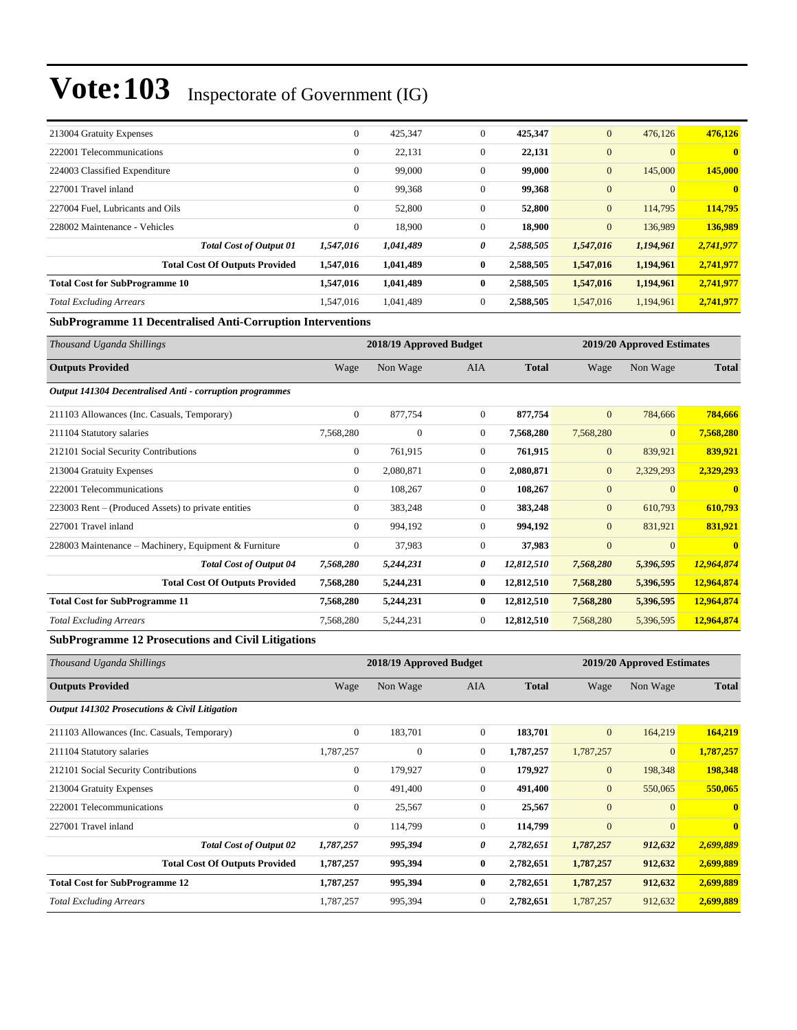# Vote:103 Inspectorate of Government (IG)

| | | | | | | | |
|---|---|---|---|---|---|---|---|
| 213004 Gratuity Expenses | 0 | 425,347 | 0 | **425,347** | 0 | 476,126 | **476,126** |
| 222001 Telecommunications | 0 | 22,131 | 0 | **22,131** | 0 | 0 | **0** |
| 224003 Classified Expenditure | 0 | 99,000 | 0 | **99,000** | 0 | 145,000 | **145,000** |
| 227001 Travel inland | 0 | 99,368 | 0 | **99,368** | 0 | 0 | **0** |
| 227004 Fuel, Lubricants and Oils | 0 | 52,800 | 0 | **52,800** | 0 | 114,795 | **114,795** |
| 228002 Maintenance - Vehicles | 0 | 18,900 | 0 | **18,900** | 0 | 136,989 | **136,989** |
| ***Total Cost of Output 01*** | ***1,547,016*** | ***1,041,489*** | ***0*** | ***2,588,505*** | ***1,547,016*** | ***1,194,961*** | ***2,741,977*** |
| **Total Cost Of Outputs Provided** | **1,547,016** | **1,041,489** | **0** | **2,588,505** | **1,547,016** | **1,194,961** | **2,741,977** |
| **Total Cost for SubProgramme 10** | **1,547,016** | **1,041,489** | **0** | **2,588,505** | **1,547,016** | **1,194,961** | **2,741,977** |
| *Total Excluding Arrears* | 1,547,016 | 1,041,489 | 0 | **2,588,505** | 1,547,016 | 1,194,961 | **2,741,977** |

### SubProgramme 11 Decentralised Anti-Corruption Interventions

| *Thousand Uganda Shillings* | 2018/19 Approved Budget | | | | 2019/20 Approved Estimates | | |
|---|---|---|---|---|---|---|---|
| **Outputs Provided** | Wage | Non Wage | AIA | **Total** | Wage | Non Wage | **Total** |
| ***Output 141304 Decentralised Anti - corruption programmes*** | | | | | | | |
| 211103 Allowances (Inc. Casuals, Temporary) | 0 | 877,754 | 0 | **877,754** | 0 | 784,666 | **784,666** |
| 211104 Statutory salaries | 7,568,280 | 0 | 0 | **7,568,280** | 7,568,280 | 0 | **7,568,280** |
| 212101 Social Security Contributions | 0 | 761,915 | 0 | **761,915** | 0 | 839,921 | **839,921** |
| 213004 Gratuity Expenses | 0 | 2,080,871 | 0 | **2,080,871** | 0 | 2,329,293 | **2,329,293** |
| 222001 Telecommunications | 0 | 108,267 | 0 | **108,267** | 0 | 0 | **0** |
| 223003 Rent – (Produced Assets) to private entities | 0 | 383,248 | 0 | **383,248** | 0 | 610,793 | **610,793** |
| 227001 Travel inland | 0 | 994,192 | 0 | **994,192** | 0 | 831,921 | **831,921** |
| 228003 Maintenance – Machinery, Equipment & Furniture | 0 | 37,983 | 0 | **37,983** | 0 | 0 | **0** |
| ***Total Cost of Output 04*** | ***7,568,280*** | ***5,244,231*** | ***0*** | ***12,812,510*** | ***7,568,280*** | ***5,396,595*** | ***12,964,874*** |
| **Total Cost Of Outputs Provided** | **7,568,280** | **5,244,231** | **0** | **12,812,510** | **7,568,280** | **5,396,595** | **12,964,874** |
| **Total Cost for SubProgramme 11** | **7,568,280** | **5,244,231** | **0** | **12,812,510** | **7,568,280** | **5,396,595** | **12,964,874** |
| *Total Excluding Arrears* | 7,568,280 | 5,244,231 | 0 | **12,812,510** | 7,568,280 | 5,396,595 | **12,964,874** |

### SubProgramme 12 Prosecutions and Civil Litigations

| *Thousand Uganda Shillings* | 2018/19 Approved Budget | | | | 2019/20 Approved Estimates | | |
|---|---|---|---|---|---|---|---|
| **Outputs Provided** | Wage | Non Wage | AIA | **Total** | Wage | Non Wage | **Total** |
| ***Output 141302 Prosecutions & Civil Litigation*** | | | | | | | |
| 211103 Allowances (Inc. Casuals, Temporary) | 0 | 183,701 | 0 | **183,701** | 0 | 164,219 | **164,219** |
| 211104 Statutory salaries | 1,787,257 | 0 | 0 | **1,787,257** | 1,787,257 | 0 | **1,787,257** |
| 212101 Social Security Contributions | 0 | 179,927 | 0 | **179,927** | 0 | 198,348 | **198,348** |
| 213004 Gratuity Expenses | 0 | 491,400 | 0 | **491,400** | 0 | 550,065 | **550,065** |
| 222001 Telecommunications | 0 | 25,567 | 0 | **25,567** | 0 | 0 | **0** |
| 227001 Travel inland | 0 | 114,799 | 0 | **114,799** | 0 | 0 | **0** |
| ***Total Cost of Output 02*** | ***1,787,257*** | ***995,394*** | ***0*** | ***2,782,651*** | ***1,787,257*** | ***912,632*** | ***2,699,889*** |
| **Total Cost Of Outputs Provided** | **1,787,257** | **995,394** | **0** | **2,782,651** | **1,787,257** | **912,632** | **2,699,889** |
| **Total Cost for SubProgramme 12** | **1,787,257** | **995,394** | **0** | **2,782,651** | **1,787,257** | **912,632** | **2,699,889** |
| *Total Excluding Arrears* | 1,787,257 | 995,394 | 0 | **2,782,651** | 1,787,257 | 912,632 | **2,699,889** |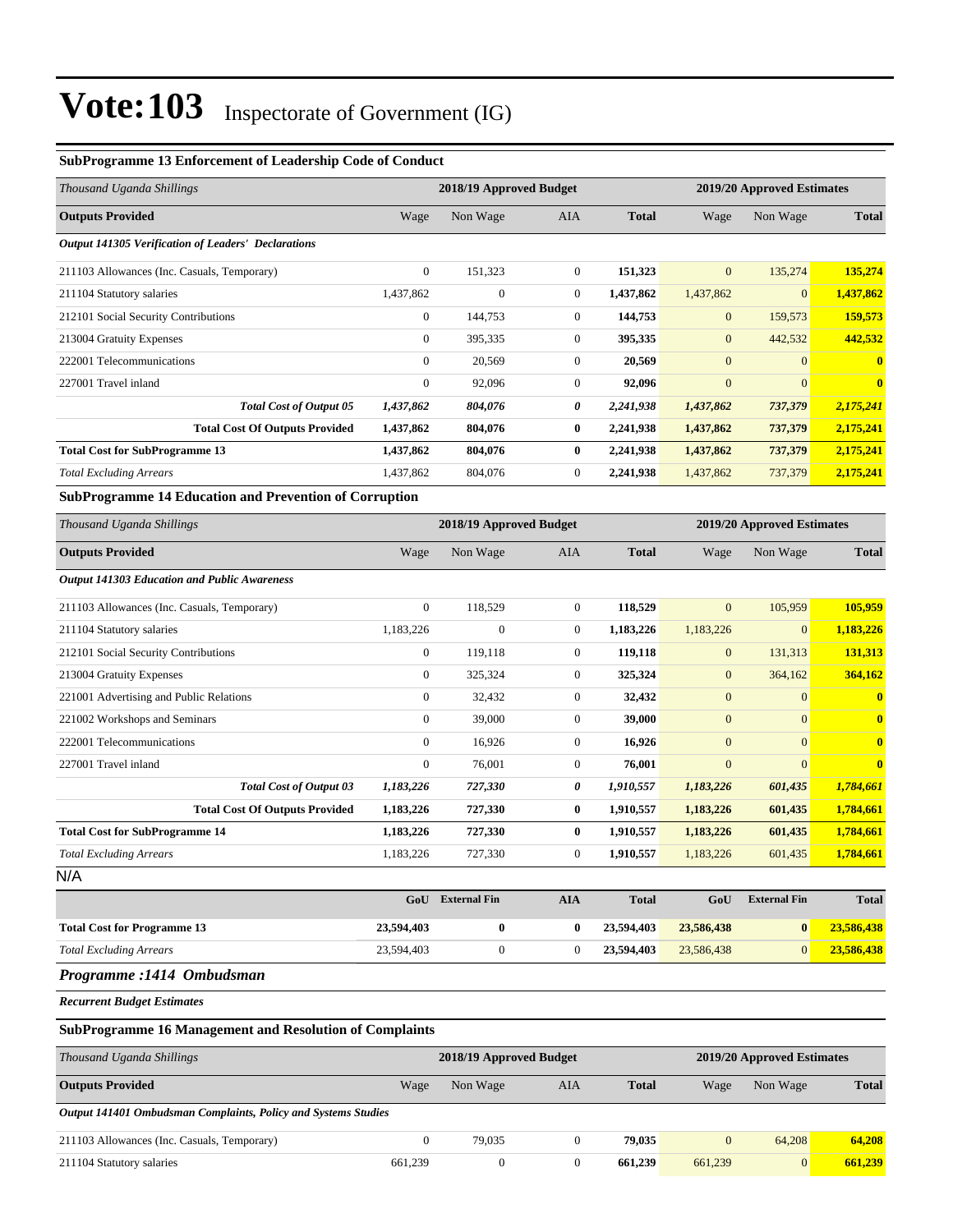# Vote:103 Inspectorate of Government (IG)

### SubProgramme 13 Enforcement of Leadership Code of Conduct

| *Thousand Uganda Shillings* | 2018/19 Approved Budget | | | | 2019/20 Approved Estimates | | |
|---|---|---|---|---|---|---|---|
| **Outputs Provided** | Wage | Non Wage | AIA | **Total** | Wage | Non Wage | **Total** |
| ***Output 141305 Verification of Leaders' Declarations*** | | | | | | | |
| 211103 Allowances (Inc. Casuals, Temporary) | 0 | 151,323 | 0 | **151,323** | 0 | 135,274 | **135,274** |
| 211104 Statutory salaries | 1,437,862 | 0 | 0 | **1,437,862** | 1,437,862 | 0 | **1,437,862** |
| 212101 Social Security Contributions | 0 | 144,753 | 0 | **144,753** | 0 | 159,573 | **159,573** |
| 213004 Gratuity Expenses | 0 | 395,335 | 0 | **395,335** | 0 | 442,532 | **442,532** |
| 222001 Telecommunications | 0 | 20,569 | 0 | **20,569** | 0 | 0 | **0** |
| 227001 Travel inland | 0 | 92,096 | 0 | **92,096** | 0 | 0 | **0** |
| ***Total Cost of Output 05*** | ***1,437,862*** | ***804,076*** | ***0*** | ***2,241,938*** | ***1,437,862*** | ***737,379*** | ***2,175,241*** |
| **Total Cost Of Outputs Provided** | **1,437,862** | **804,076** | **0** | **2,241,938** | **1,437,862** | **737,379** | **2,175,241** |
| **Total Cost for SubProgramme 13** | **1,437,862** | **804,076** | **0** | **2,241,938** | **1,437,862** | **737,379** | **2,175,241** |
| *Total Excluding Arrears* | 1,437,862 | 804,076 | 0 | **2,241,938** | 1,437,862 | 737,379 | **2,175,241** |

### SubProgramme 14 Education and Prevention of Corruption

| *Thousand Uganda Shillings* | 2018/19 Approved Budget | | | | 2019/20 Approved Estimates | | |
|---|---|---|---|---|---|---|---|
| **Outputs Provided** | Wage | Non Wage | AIA | **Total** | Wage | Non Wage | **Total** |
| ***Output 141303 Education and Public Awareness*** | | | | | | | |
| 211103 Allowances (Inc. Casuals, Temporary) | 0 | 118,529 | 0 | **118,529** | 0 | 105,959 | **105,959** |
| 211104 Statutory salaries | 1,183,226 | 0 | 0 | **1,183,226** | 1,183,226 | 0 | **1,183,226** |
| 212101 Social Security Contributions | 0 | 119,118 | 0 | **119,118** | 0 | 131,313 | **131,313** |
| 213004 Gratuity Expenses | 0 | 325,324 | 0 | **325,324** | 0 | 364,162 | **364,162** |
| 221001 Advertising and Public Relations | 0 | 32,432 | 0 | **32,432** | 0 | 0 | **0** |
| 221002 Workshops and Seminars | 0 | 39,000 | 0 | **39,000** | 0 | 0 | **0** |
| 222001 Telecommunications | 0 | 16,926 | 0 | **16,926** | 0 | 0 | **0** |
| 227001 Travel inland | 0 | 76,001 | 0 | **76,001** | 0 | 0 | **0** |
| ***Total Cost of Output 03*** | ***1,183,226*** | ***727,330*** | ***0*** | ***1,910,557*** | ***1,183,226*** | ***601,435*** | ***1,784,661*** |
| **Total Cost Of Outputs Provided** | **1,183,226** | **727,330** | **0** | **1,910,557** | **1,183,226** | **601,435** | **1,784,661** |
| **Total Cost for SubProgramme 14** | **1,183,226** | **727,330** | **0** | **1,910,557** | **1,183,226** | **601,435** | **1,784,661** |
| *Total Excluding Arrears* | 1,183,226 | 727,330 | 0 | **1,910,557** | 1,183,226 | 601,435 | **1,784,661** |

N/A

| | GoU | External Fin | AIA | Total | GoU | External Fin | Total |
|---|---|---|---|---|---|---|---|
| **Total Cost for Programme 13** | **23,594,403** | **0** | **0** | **23,594,403** | **23,586,438** | **0** | **23,586,438** |
| *Total Excluding Arrears* | 23,594,403 | 0 | 0 | **23,594,403** | 23,586,438 | 0 | **23,586,438** |

## *Programme :1414 Ombudsman*

***Recurrent Budget Estimates***

### SubProgramme 16 Management and Resolution of Complaints

| *Thousand Uganda Shillings* | 2018/19 Approved Budget | | | | 2019/20 Approved Estimates | | |
|---|---|---|---|---|---|---|---|
| **Outputs Provided** | Wage | Non Wage | AIA | **Total** | Wage | Non Wage | **Total** |
| ***Output 141401 Ombudsman Complaints, Policy and Systems Studies*** | | | | | | | |
| 211103 Allowances (Inc. Casuals, Temporary) | 0 | 79,035 | 0 | **79,035** | 0 | 64,208 | **64,208** |
| 211104 Statutory salaries | 661,239 | 0 | 0 | **661,239** | 661,239 | 0 | **661,239** |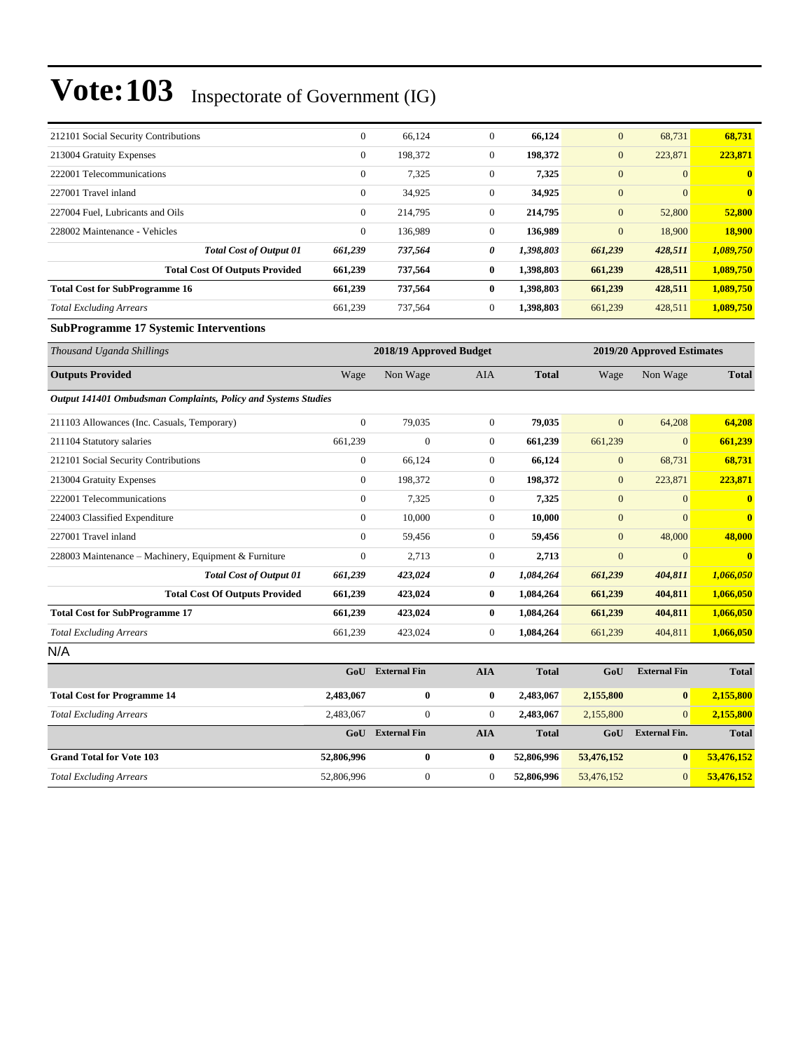# Vote:103 Inspectorate of Government (IG)

| | | | | | | | |
|---|---|---|---|---|---|---|---|
| 212101 Social Security Contributions | 0 | 66,124 | 0 | **66,124** | 0 | 68,731 | **68,731** |
| 213004 Gratuity Expenses | 0 | 198,372 | 0 | **198,372** | 0 | 223,871 | **223,871** |
| 222001 Telecommunications | 0 | 7,325 | 0 | **7,325** | 0 | 0 | **0** |
| 227001 Travel inland | 0 | 34,925 | 0 | **34,925** | 0 | 0 | **0** |
| 227004 Fuel, Lubricants and Oils | 0 | 214,795 | 0 | **214,795** | 0 | 52,800 | **52,800** |
| 228002 Maintenance - Vehicles | 0 | 136,989 | 0 | **136,989** | 0 | 18,900 | **18,900** |
| ***Total Cost of Output 01*** | ***661,239*** | ***737,564*** | ***0*** | ***1,398,803*** | ***661,239*** | ***428,511*** | ***1,089,750*** |
| **Total Cost Of Outputs Provided** | **661,239** | **737,564** | **0** | **1,398,803** | **661,239** | **428,511** | **1,089,750** |
| **Total Cost for SubProgramme 16** | **661,239** | **737,564** | **0** | **1,398,803** | **661,239** | **428,511** | **1,089,750** |
| *Total Excluding Arrears* | 661,239 | 737,564 | 0 | **1,398,803** | 661,239 | 428,511 | **1,089,750** |

**SubProgramme 17 Systemic Interventions**

| *Thousand Uganda Shillings* | 2018/19 Approved Budget | | | | 2019/20 Approved Estimates | | |
|---|---|---|---|---|---|---|---|
| **Outputs Provided** | Wage | Non Wage | AIA | **Total** | Wage | Non Wage | **Total** |
| ***Output 141401 Ombudsman Complaints, Policy and Systems Studies*** | | | | | | | |
| 211103 Allowances (Inc. Casuals, Temporary) | 0 | 79,035 | 0 | **79,035** | 0 | 64,208 | **64,208** |
| 211104 Statutory salaries | 661,239 | 0 | 0 | **661,239** | 661,239 | 0 | **661,239** |
| 212101 Social Security Contributions | 0 | 66,124 | 0 | **66,124** | 0 | 68,731 | **68,731** |
| 213004 Gratuity Expenses | 0 | 198,372 | 0 | **198,372** | 0 | 223,871 | **223,871** |
| 222001 Telecommunications | 0 | 7,325 | 0 | **7,325** | 0 | 0 | **0** |
| 224003 Classified Expenditure | 0 | 10,000 | 0 | **10,000** | 0 | 0 | **0** |
| 227001 Travel inland | 0 | 59,456 | 0 | **59,456** | 0 | 48,000 | **48,000** |
| 228003 Maintenance – Machinery, Equipment & Furniture | 0 | 2,713 | 0 | **2,713** | 0 | 0 | **0** |
| ***Total Cost of Output 01*** | ***661,239*** | ***423,024*** | ***0*** | ***1,084,264*** | ***661,239*** | ***404,811*** | ***1,066,050*** |
| **Total Cost Of Outputs Provided** | **661,239** | **423,024** | **0** | **1,084,264** | **661,239** | **404,811** | **1,066,050** |
| **Total Cost for SubProgramme 17** | **661,239** | **423,024** | **0** | **1,084,264** | **661,239** | **404,811** | **1,066,050** |
| *Total Excluding Arrears* | 661,239 | 423,024 | 0 | **1,084,264** | 661,239 | 404,811 | **1,066,050** |

N/A

| | GoU | External Fin | AIA | Total | GoU | External Fin | Total |
|---|---|---|---|---|---|---|---|
| **Total Cost for Programme 14** | **2,483,067** | **0** | **0** | **2,483,067** | **2,155,800** | **0** | **2,155,800** |
| *Total Excluding Arrears* | 2,483,067 | 0 | 0 | **2,483,067** | 2,155,800 | 0 | **2,155,800** |
| | **GoU** | **External Fin** | **AIA** | **Total** | **GoU** | **External Fin.** | **Total** |
| **Grand Total for Vote 103** | **52,806,996** | **0** | **0** | **52,806,996** | **53,476,152** | **0** | **53,476,152** |
| *Total Excluding Arrears* | 52,806,996 | 0 | 0 | **52,806,996** | 53,476,152 | 0 | **53,476,152** |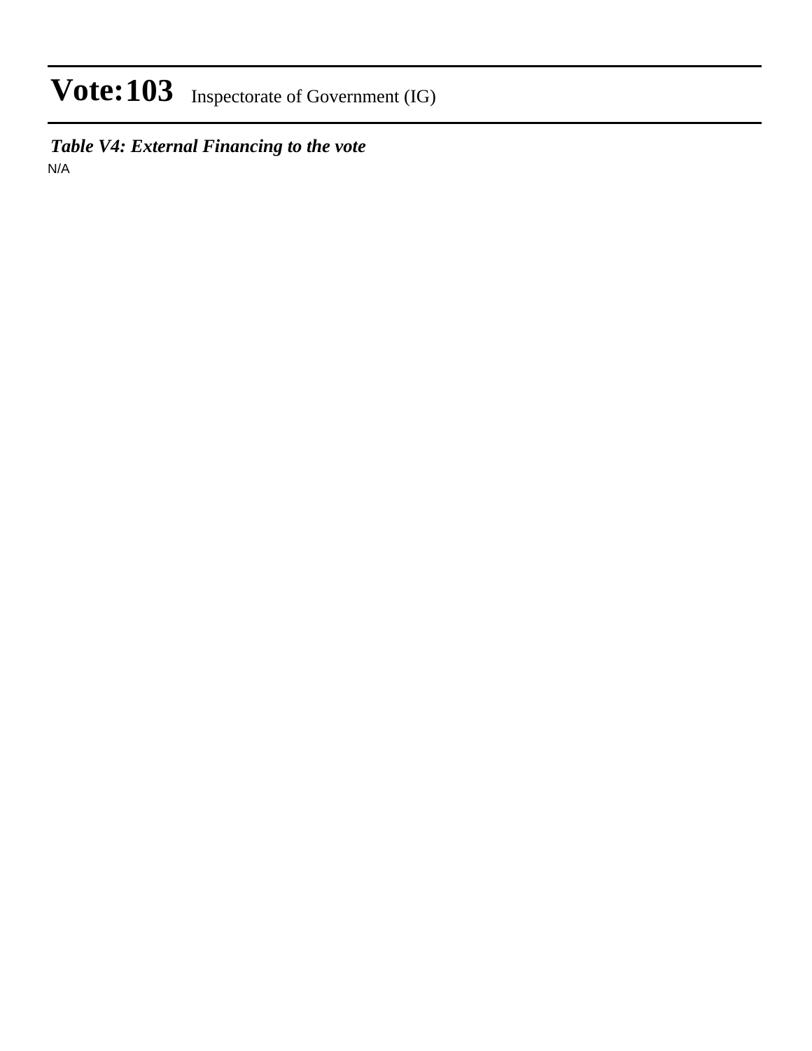# Vote:103 Inspectorate of Government (IG)

***Table V4: External Financing to the vote***

N/A